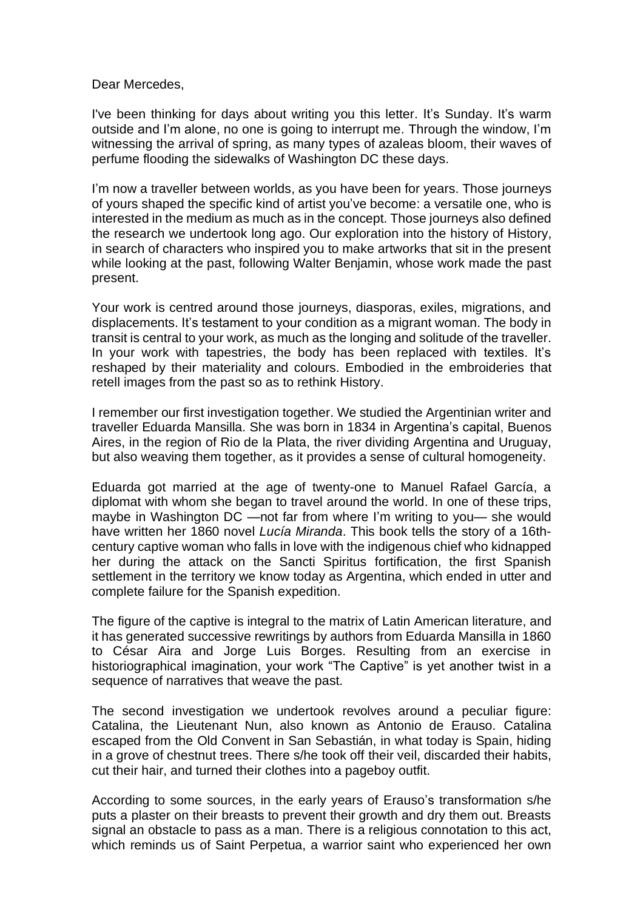Dear Mercedes,

I've been thinking for days about writing you this letter. It's Sunday. It's warm outside and I'm alone, no one is going to interrupt me. Through the window, I'm witnessing the arrival of spring, as many types of azaleas bloom, their waves of perfume flooding the sidewalks of Washington DC these days.

I'm now a traveller between worlds, as you have been for years. Those journeys of yours shaped the specific kind of artist you've become: a versatile one, who is interested in the medium as much as in the concept. Those journeys also defined the research we undertook long ago. Our exploration into the history of History, in search of characters who inspired you to make artworks that sit in the present while looking at the past, following Walter Benjamin, whose work made the past present.

Your work is centred around those journeys, diasporas, exiles, migrations, and displacements. It's testament to your condition as a migrant woman. The body in transit is central to your work, as much as the longing and solitude of the traveller. In your work with tapestries, the body has been replaced with textiles. It's reshaped by their materiality and colours. Embodied in the embroideries that retell images from the past so as to rethink History.

I remember our first investigation together. We studied the Argentinian writer and traveller Eduarda Mansilla. She was born in 1834 in Argentina's capital, Buenos Aires, in the region of Rio de la Plata, the river dividing Argentina and Uruguay, but also weaving them together, as it provides a sense of cultural homogeneity.

Eduarda got married at the age of twenty-one to Manuel Rafael García, a diplomat with whom she began to travel around the world. In one of these trips, maybe in Washington DC —not far from where I'm writing to you— she would have written her 1860 novel *Lucía Miranda*. This book tells the story of a 16th-century captive woman who falls in love with the indigenous chief who kidnapped her during the attack on the Sancti Spiritus fortification, the first Spanish settlement in the territory we know today as Argentina, which ended in utter and complete failure for the Spanish expedition.

The figure of the captive is integral to the matrix of Latin American literature, and it has generated successive rewritings by authors from Eduarda Mansilla in 1860 to César Aira and Jorge Luis Borges. Resulting from an exercise in historiographical imagination, your work "The Captive" is yet another twist in a sequence of narratives that weave the past.

The second investigation we undertook revolves around a peculiar figure: Catalina, the Lieutenant Nun, also known as Antonio de Erauso. Catalina escaped from the Old Convent in San Sebastián, in what today is Spain, hiding in a grove of chestnut trees. There s/he took off their veil, discarded their habits, cut their hair, and turned their clothes into a pageboy outfit.

According to some sources, in the early years of Erauso's transformation s/he puts a plaster on their breasts to prevent their growth and dry them out. Breasts signal an obstacle to pass as a man. There is a religious connotation to this act, which reminds us of Saint Perpetua, a warrior saint who experienced her own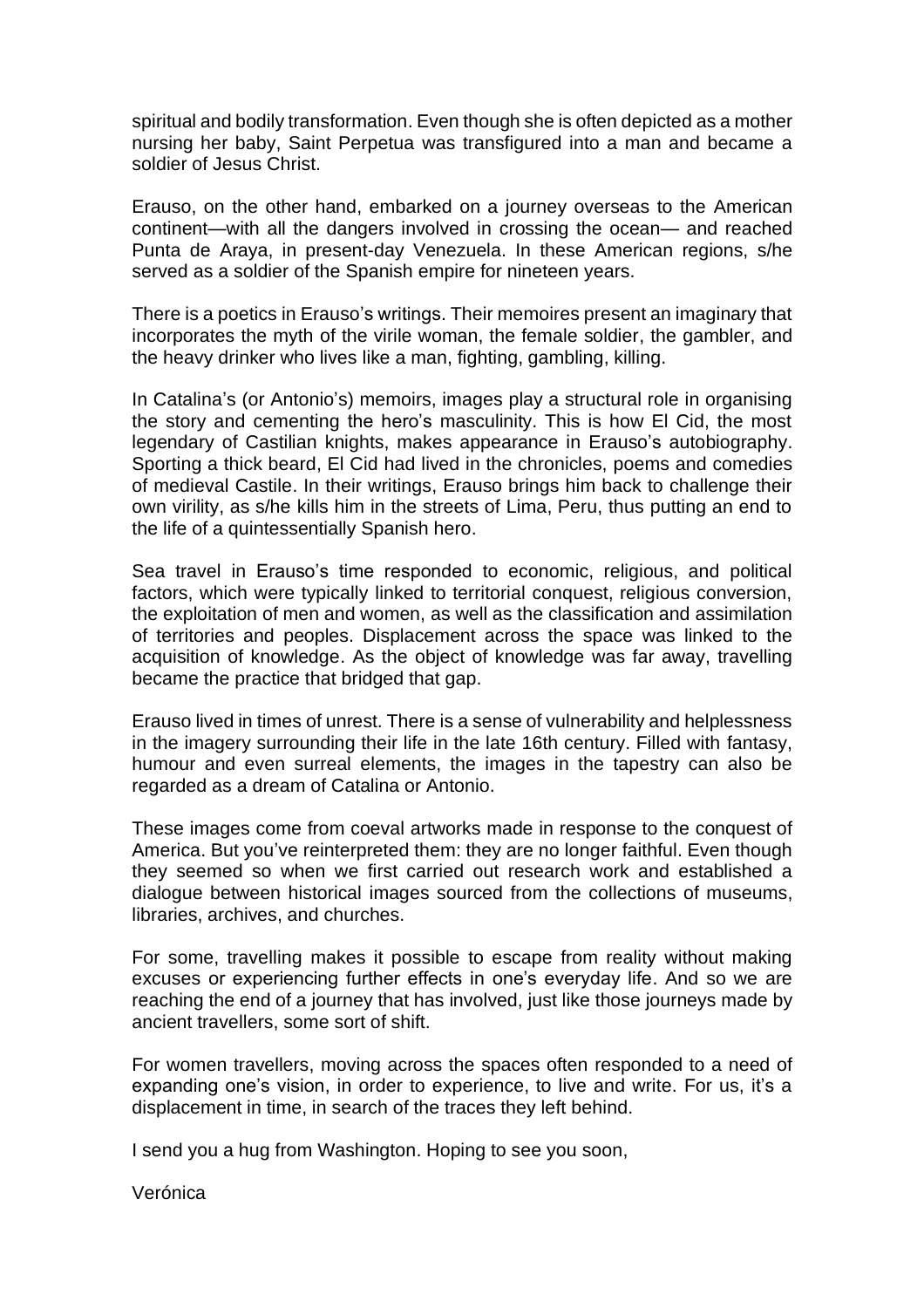spiritual and bodily transformation. Even though she is often depicted as a mother nursing her baby, Saint Perpetua was transfigured into a man and became a soldier of Jesus Christ.

Erauso, on the other hand, embarked on a journey overseas to the American continent—with all the dangers involved in crossing the ocean— and reached Punta de Araya, in present-day Venezuela. In these American regions, s/he served as a soldier of the Spanish empire for nineteen years.

There is a poetics in Erauso's writings. Their memoires present an imaginary that incorporates the myth of the virile woman, the female soldier, the gambler, and the heavy drinker who lives like a man, fighting, gambling, killing.

In Catalina's (or Antonio's) memoirs, images play a structural role in organising the story and cementing the hero's masculinity. This is how El Cid, the most legendary of Castilian knights, makes appearance in Erauso's autobiography. Sporting a thick beard, El Cid had lived in the chronicles, poems and comedies of medieval Castile. In their writings, Erauso brings him back to challenge their own virility, as s/he kills him in the streets of Lima, Peru, thus putting an end to the life of a quintessentially Spanish hero.

Sea travel in Erauso's time responded to economic, religious, and political factors, which were typically linked to territorial conquest, religious conversion, the exploitation of men and women, as well as the classification and assimilation of territories and peoples. Displacement across the space was linked to the acquisition of knowledge. As the object of knowledge was far away, travelling became the practice that bridged that gap.

Erauso lived in times of unrest. There is a sense of vulnerability and helplessness in the imagery surrounding their life in the late 16th century. Filled with fantasy, humour and even surreal elements, the images in the tapestry can also be regarded as a dream of Catalina or Antonio.

These images come from coeval artworks made in response to the conquest of America. But you've reinterpreted them: they are no longer faithful. Even though they seemed so when we first carried out research work and established a dialogue between historical images sourced from the collections of museums, libraries, archives, and churches.

For some, travelling makes it possible to escape from reality without making excuses or experiencing further effects in one's everyday life. And so we are reaching the end of a journey that has involved, just like those journeys made by ancient travellers, some sort of shift.

For women travellers, moving across the spaces often responded to a need of expanding one's vision, in order to experience, to live and write. For us, it's a displacement in time, in search of the traces they left behind.

I send you a hug from Washington. Hoping to see you soon,

Verónica